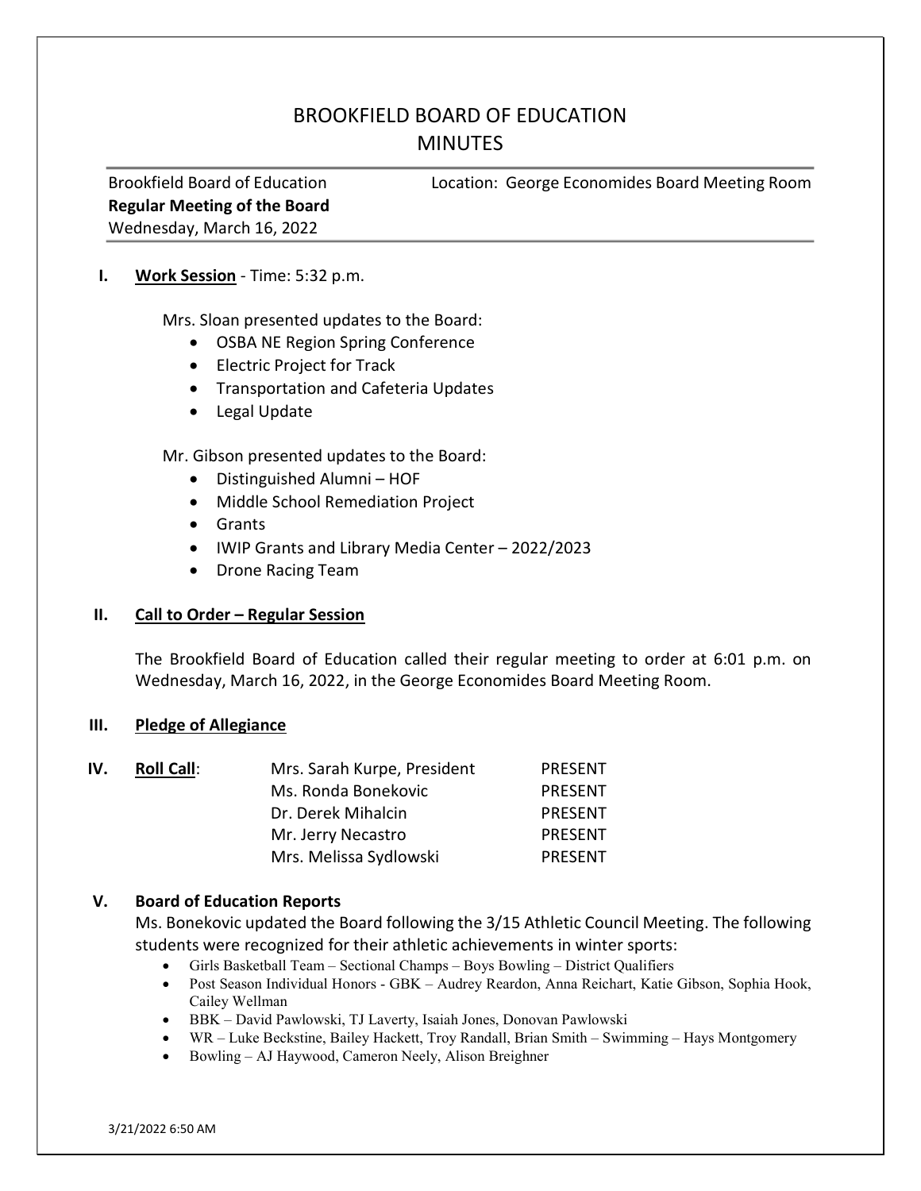# BROOKFIELD BOARD OF EDUCATION
## MINUTES

| | |
|---|---|
| Brookfield Board of Education | Location: George Economides Board Meeting Room |
| **Regular Meeting of the Board** | |
| Wednesday, March 16, 2022 | |

**I. Work Session** - Time: 5:32 p.m.

Mrs. Sloan presented updates to the Board:

- OSBA NE Region Spring Conference
- Electric Project for Track
- Transportation and Cafeteria Updates
- Legal Update

Mr. Gibson presented updates to the Board:

- Distinguished Alumni – HOF
- Middle School Remediation Project
- Grants
- IWIP Grants and Library Media Center – 2022/2023
- Drone Racing Team

**II. Call to Order – Regular Session**

The Brookfield Board of Education called their regular meeting to order at 6:01 p.m. on Wednesday, March 16, 2022, in the George Economides Board Meeting Room.

**III. Pledge of Allegiance**

**IV. Roll Call:**

| | |
|---|---|
| Mrs. Sarah Kurpe, President | PRESENT |
| Ms. Ronda Bonekovic | PRESENT |
| Dr. Derek Mihalcin | PRESENT |
| Mr. Jerry Necastro | PRESENT |
| Mrs. Melissa Sydlowski | PRESENT |

**V. Board of Education Reports**

Ms. Bonekovic updated the Board following the 3/15 Athletic Council Meeting. The following students were recognized for their athletic achievements in winter sports:

- Girls Basketball Team – Sectional Champs – Boys Bowling – District Qualifiers
- Post Season Individual Honors - GBK – Audrey Reardon, Anna Reichart, Katie Gibson, Sophia Hook, Cailey Wellman
- BBK – David Pawlowski, TJ Laverty, Isaiah Jones, Donovan Pawlowski
- WR – Luke Beckstine, Bailey Hackett, Troy Randall, Brian Smith – Swimming – Hays Montgomery
- Bowling – AJ Haywood, Cameron Neely, Alison Breighner

3/21/2022 6:50 AM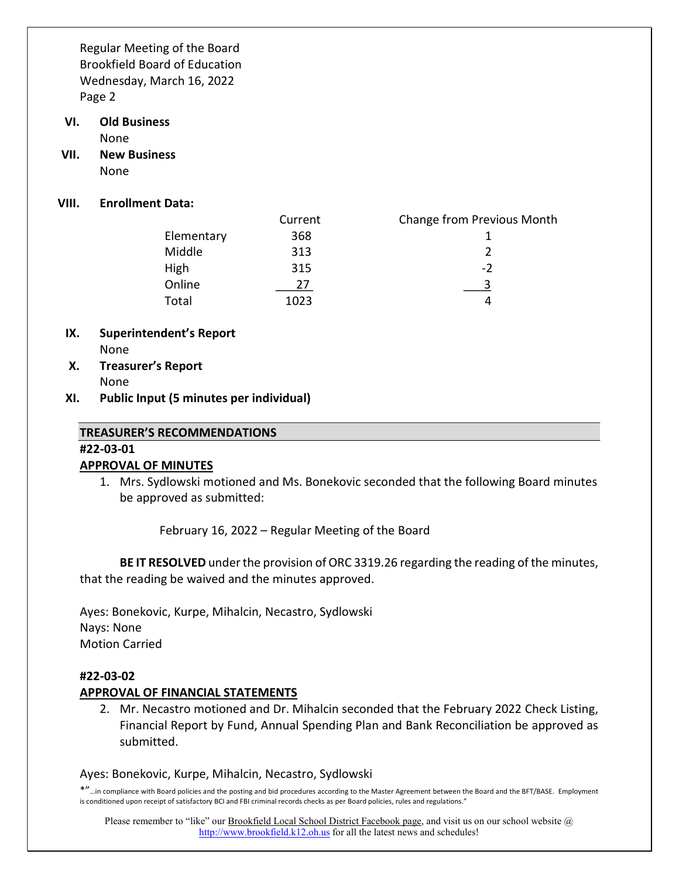### VI. Old Business

None

### VII. New Business

None

### VIII. Enrollment Data:

| | Current | Change from Previous Month |
|---|---|---|
| Elementary | 368 | 1 |
| Middle | 313 | 2 |
| High | 315 | -2 |
| Online | 27 | 3 |
| Total | 1023 | 4 |

### IX. Superintendent's Report

None

### X. Treasurer's Report

None

### XI. Public Input (5 minutes per individual)

## TREASURER'S RECOMMENDATIONS

**#22-03-01**

**APPROVAL OF MINUTES**

1. Mrs. Sydlowski motioned and Ms. Bonekovic seconded that the following Board minutes be approved as submitted:

   February 16, 2022 – Regular Meeting of the Board

**BE IT RESOLVED** under the provision of ORC 3319.26 regarding the reading of the minutes, that the reading be waived and the minutes approved.

Ayes: Bonekovic, Kurpe, Mihalcin, Necastro, Sydlowski
Nays: None
Motion Carried

**#22-03-02**

**APPROVAL OF FINANCIAL STATEMENTS**

2. Mr. Necastro motioned and Dr. Mihalcin seconded that the February 2022 Check Listing, Financial Report by Fund, Annual Spending Plan and Bank Reconciliation be approved as submitted.

Ayes: Bonekovic, Kurpe, Mihalcin, Necastro, Sydlowski

*"…in compliance with Board policies and the posting and bid procedures according to the Master Agreement between the Board and the BFT/BASE. Employment is conditioned upon receipt of satisfactory BCI and FBI criminal records checks as per Board policies, rules and regulations."

Please remember to "like" our Brookfield Local School District Facebook page, and visit us on our school website @ http://www.brookfield.k12.oh.us for all the latest news and schedules!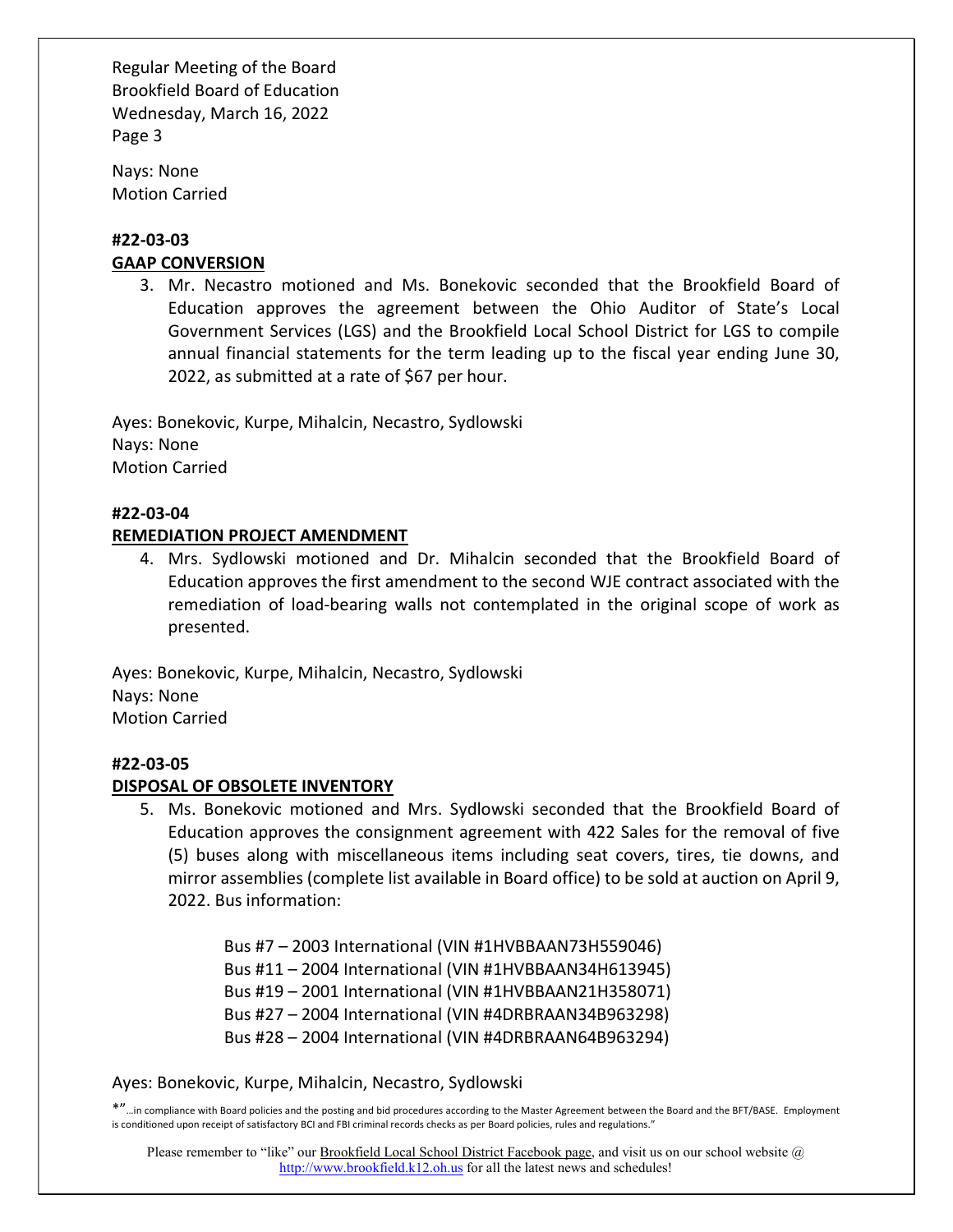Nays: None
Motion Carried

**#22-03-03**
**GAAP CONVERSION**

3. Mr. Necastro motioned and Ms. Bonekovic seconded that the Brookfield Board of Education approves the agreement between the Ohio Auditor of State's Local Government Services (LGS) and the Brookfield Local School District for LGS to compile annual financial statements for the term leading up to the fiscal year ending June 30, 2022, as submitted at a rate of $67 per hour.

Ayes: Bonekovic, Kurpe, Mihalcin, Necastro, Sydlowski
Nays: None
Motion Carried

**#22-03-04**
**REMEDIATION PROJECT AMENDMENT**

4. Mrs. Sydlowski motioned and Dr. Mihalcin seconded that the Brookfield Board of Education approves the first amendment to the second WJE contract associated with the remediation of load-bearing walls not contemplated in the original scope of work as presented.

Ayes: Bonekovic, Kurpe, Mihalcin, Necastro, Sydlowski
Nays: None
Motion Carried

**#22-03-05**
**DISPOSAL OF OBSOLETE INVENTORY**

5. Ms. Bonekovic motioned and Mrs. Sydlowski seconded that the Brookfield Board of Education approves the consignment agreement with 422 Sales for the removal of five (5) buses along with miscellaneous items including seat covers, tires, tie downs, and mirror assemblies (complete list available in Board office) to be sold at auction on April 9, 2022. Bus information:

   Bus #7 – 2003 International (VIN #1HVBBAAN73H559046)
   Bus #11 – 2004 International (VIN #1HVBBAAN34H613945)
   Bus #19 – 2001 International (VIN #1HVBBAAN21H358071)
   Bus #27 – 2004 International (VIN #4DRBRAAN34B963298)
   Bus #28 – 2004 International (VIN #4DRBRAAN64B963294)

Ayes: Bonekovic, Kurpe, Mihalcin, Necastro, Sydlowski

*"…in compliance with Board policies and the posting and bid procedures according to the Master Agreement between the Board and the BFT/BASE. Employment is conditioned upon receipt of satisfactory BCI and FBI criminal records checks as per Board policies, rules and regulations."

Please remember to "like" our Brookfield Local School District Facebook page, and visit us on our school website @ http://www.brookfield.k12.oh.us for all the latest news and schedules!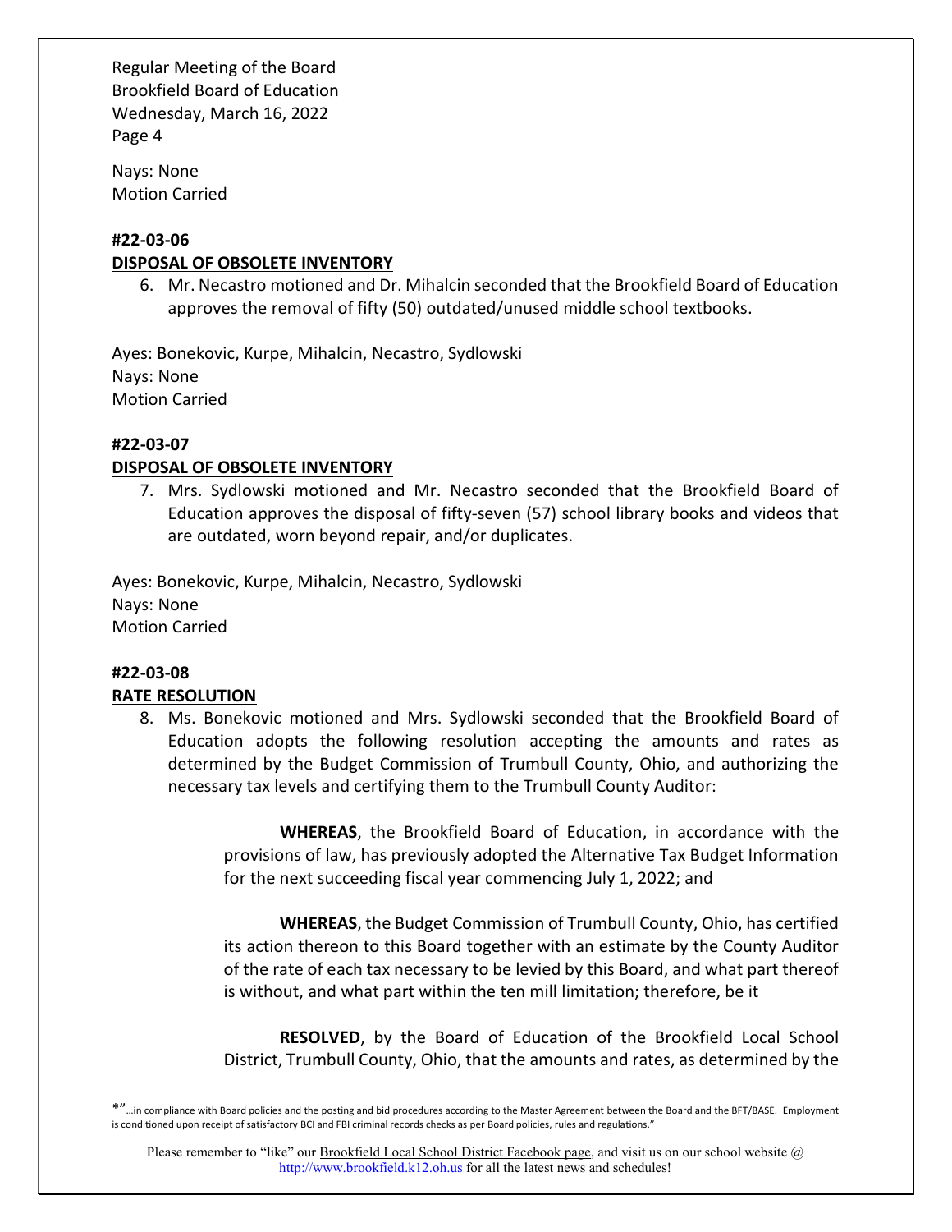Nays: None
Motion Carried

**#22-03-06**
**DISPOSAL OF OBSOLETE INVENTORY**

6. Mr. Necastro motioned and Dr. Mihalcin seconded that the Brookfield Board of Education approves the removal of fifty (50) outdated/unused middle school textbooks.

Ayes: Bonekovic, Kurpe, Mihalcin, Necastro, Sydlowski
Nays: None
Motion Carried

**#22-03-07**
**DISPOSAL OF OBSOLETE INVENTORY**

7. Mrs. Sydlowski motioned and Mr. Necastro seconded that the Brookfield Board of Education approves the disposal of fifty-seven (57) school library books and videos that are outdated, worn beyond repair, and/or duplicates.

Ayes: Bonekovic, Kurpe, Mihalcin, Necastro, Sydlowski
Nays: None
Motion Carried

**#22-03-08**
**RATE RESOLUTION**

8. Ms. Bonekovic motioned and Mrs. Sydlowski seconded that the Brookfield Board of Education adopts the following resolution accepting the amounts and rates as determined by the Budget Commission of Trumbull County, Ohio, and authorizing the necessary tax levels and certifying them to the Trumbull County Auditor:

 **WHEREAS**, the Brookfield Board of Education, in accordance with the provisions of law, has previously adopted the Alternative Tax Budget Information for the next succeeding fiscal year commencing July 1, 2022; and

 **WHEREAS**, the Budget Commission of Trumbull County, Ohio, has certified its action thereon to this Board together with an estimate by the County Auditor of the rate of each tax necessary to be levied by this Board, and what part thereof is without, and what part within the ten mill limitation; therefore, be it

 **RESOLVED**, by the Board of Education of the Brookfield Local School District, Trumbull County, Ohio, that the amounts and rates, as determined by the

*"…in compliance with Board policies and the posting and bid procedures according to the Master Agreement between the Board and the BFT/BASE. Employment is conditioned upon receipt of satisfactory BCI and FBI criminal records checks as per Board policies, rules and regulations."

Please remember to "like" our Brookfield Local School District Facebook page, and visit us on our school website @ http://www.brookfield.k12.oh.us for all the latest news and schedules!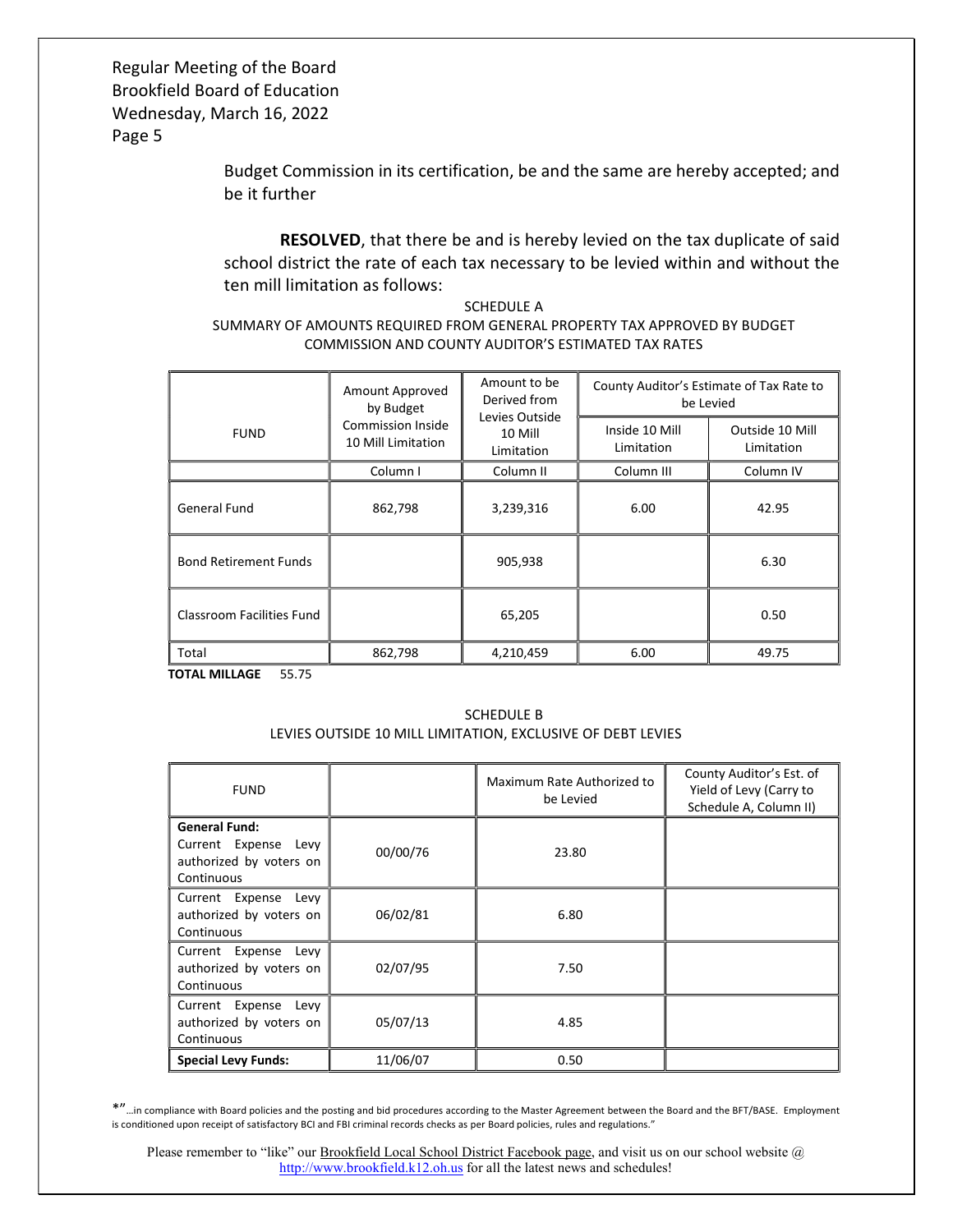Budget Commission in its certification, be and the same are hereby accepted; and be it further

**RESOLVED**, that there be and is hereby levied on the tax duplicate of said school district the rate of each tax necessary to be levied within and without the ten mill limitation as follows:

SCHEDULE A
SUMMARY OF AMOUNTS REQUIRED FROM GENERAL PROPERTY TAX APPROVED BY BUDGET COMMISSION AND COUNTY AUDITOR'S ESTIMATED TAX RATES

| FUND | Amount Approved by Budget Commission Inside 10 Mill Limitation | Amount to be Derived from Levies Outside 10 Mill Limitation | County Auditor's Estimate of Tax Rate to be Levied | |
|---|---|---|---|---|
| | | | Inside 10 Mill Limitation | Outside 10 Mill Limitation |
| | Column I | Column II | Column III | Column IV |
| General Fund | 862,798 | 3,239,316 | 6.00 | 42.95 |
| Bond Retirement Funds | | 905,938 | | 6.30 |
| Classroom Facilities Fund | | 65,205 | | 0.50 |
| Total | 862,798 | 4,210,459 | 6.00 | 49.75 |

**TOTAL MILLAGE** 55.75

SCHEDULE B
LEVIES OUTSIDE 10 MILL LIMITATION, EXCLUSIVE OF DEBT LEVIES

| FUND | | Maximum Rate Authorized to be Levied | County Auditor's Est. of Yield of Levy (Carry to Schedule A, Column II) |
|---|---|---|---|
| **General Fund:** Current Expense Levy authorized by voters on Continuous | 00/00/76 | 23.80 | |
| Current Expense Levy authorized by voters on Continuous | 06/02/81 | 6.80 | |
| Current Expense Levy authorized by voters on Continuous | 02/07/95 | 7.50 | |
| Current Expense Levy authorized by voters on Continuous | 05/07/13 | 4.85 | |
| **Special Levy Funds:** | 11/06/07 | 0.50 | |

*"…in compliance with Board policies and the posting and bid procedures according to the Master Agreement between the Board and the BFT/BASE. Employment is conditioned upon receipt of satisfactory BCI and FBI criminal records checks as per Board policies, rules and regulations."

Please remember to "like" our Brookfield Local School District Facebook page, and visit us on our school website @ http://www.brookfield.k12.oh.us for all the latest news and schedules!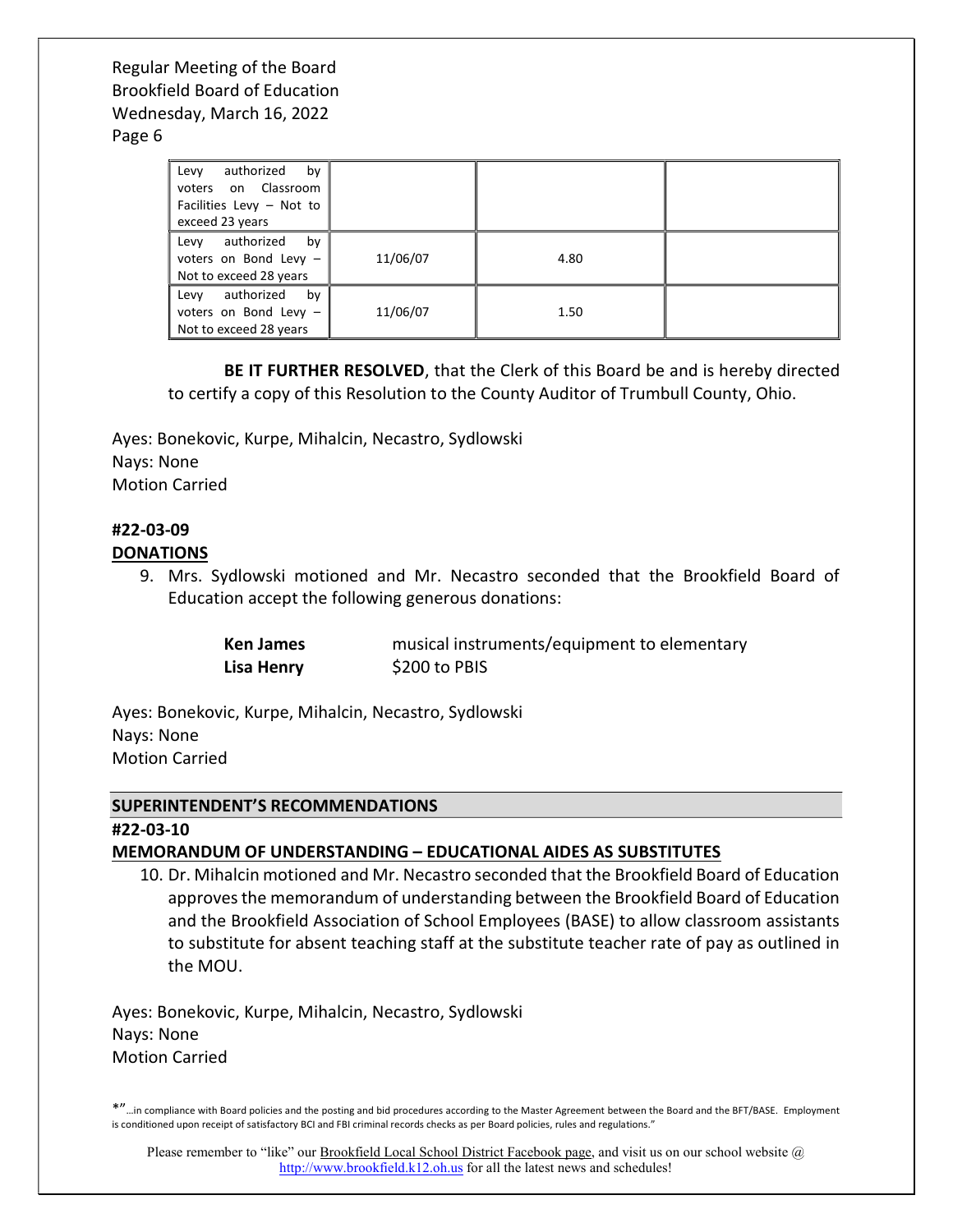| Levy authorized by voters on Classroom Facilities Levy – Not to exceed 23 years | | | |
|---|---|---|---|
| Levy authorized by voters on Bond Levy – Not to exceed 28 years | 11/06/07 | 4.80 | |
| Levy authorized by voters on Bond Levy – Not to exceed 28 years | 11/06/07 | 1.50 | |

**BE IT FURTHER RESOLVED**, that the Clerk of this Board be and is hereby directed to certify a copy of this Resolution to the County Auditor of Trumbull County, Ohio.

Ayes: Bonekovic, Kurpe, Mihalcin, Necastro, Sydlowski
Nays: None
Motion Carried

**#22-03-09**
**DONATIONS**

9. Mrs. Sydlowski motioned and Mr. Necastro seconded that the Brookfield Board of Education accept the following generous donations:

| | |
|---|---|
| **Ken James** | musical instruments/equipment to elementary |
| **Lisa Henry** | $200 to PBIS |

Ayes: Bonekovic, Kurpe, Mihalcin, Necastro, Sydlowski
Nays: None
Motion Carried

## SUPERINTENDENT'S RECOMMENDATIONS

**#22-03-10**
**MEMORANDUM OF UNDERSTANDING – EDUCATIONAL AIDES AS SUBSTITUTES**

10. Dr. Mihalcin motioned and Mr. Necastro seconded that the Brookfield Board of Education approves the memorandum of understanding between the Brookfield Board of Education and the Brookfield Association of School Employees (BASE) to allow classroom assistants to substitute for absent teaching staff at the substitute teacher rate of pay as outlined in the MOU.

Ayes: Bonekovic, Kurpe, Mihalcin, Necastro, Sydlowski
Nays: None
Motion Carried

*"…in compliance with Board policies and the posting and bid procedures according to the Master Agreement between the Board and the BFT/BASE. Employment is conditioned upon receipt of satisfactory BCI and FBI criminal records checks as per Board policies, rules and regulations."

Please remember to "like" our Brookfield Local School District Facebook page, and visit us on our school website @ http://www.brookfield.k12.oh.us for all the latest news and schedules!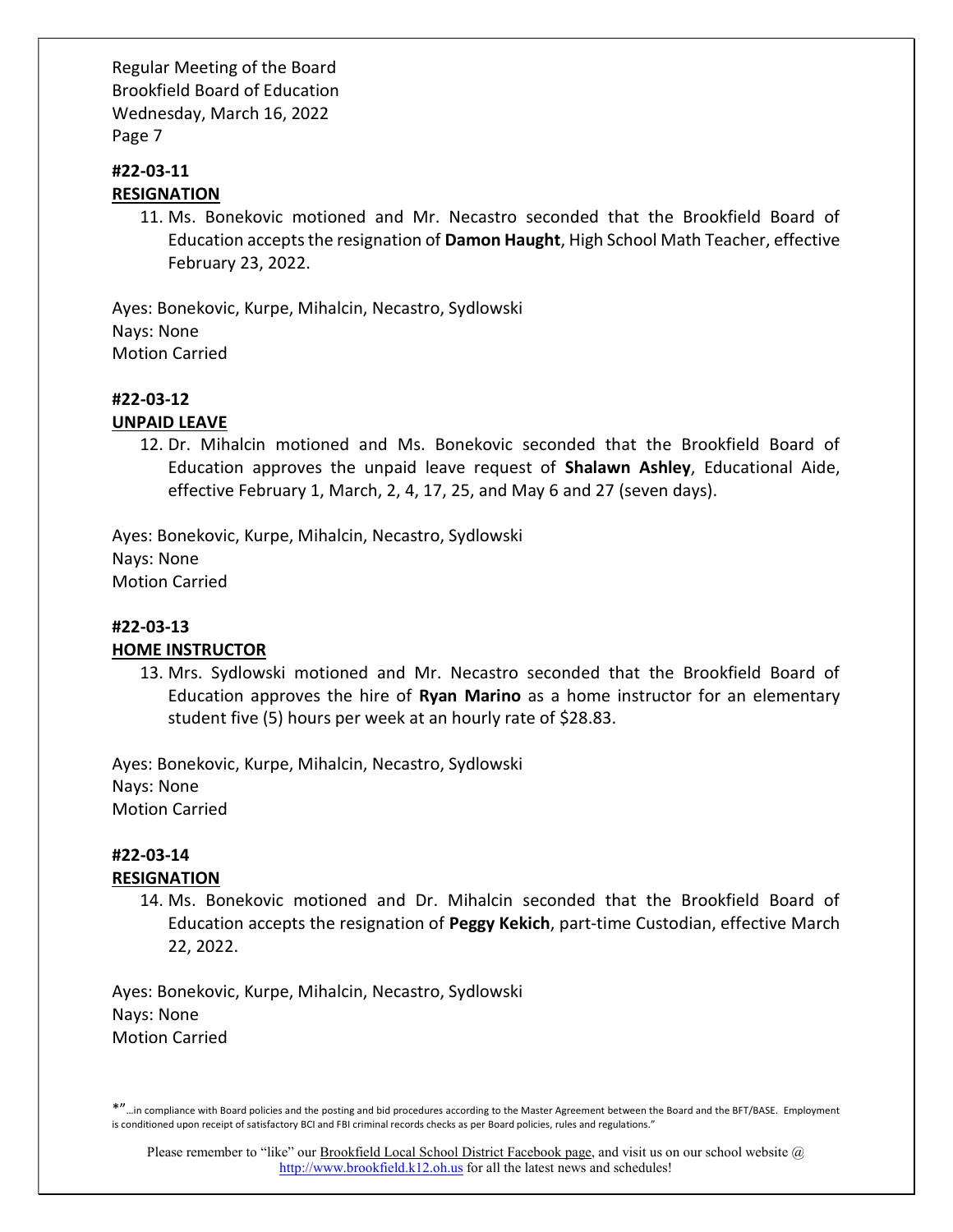#### #22-03-11

**RESIGNATION**

11. Ms. Bonekovic motioned and Mr. Necastro seconded that the Brookfield Board of Education accepts the resignation of **Damon Haught**, High School Math Teacher, effective February 23, 2022.

Ayes: Bonekovic, Kurpe, Mihalcin, Necastro, Sydlowski
Nays: None
Motion Carried

#### #22-03-12

**UNPAID LEAVE**

12. Dr. Mihalcin motioned and Ms. Bonekovic seconded that the Brookfield Board of Education approves the unpaid leave request of **Shalawn Ashley**, Educational Aide, effective February 1, March, 2, 4, 17, 25, and May 6 and 27 (seven days).

Ayes: Bonekovic, Kurpe, Mihalcin, Necastro, Sydlowski
Nays: None
Motion Carried

#### #22-03-13

**HOME INSTRUCTOR**

13. Mrs. Sydlowski motioned and Mr. Necastro seconded that the Brookfield Board of Education approves the hire of **Ryan Marino** as a home instructor for an elementary student five (5) hours per week at an hourly rate of $28.83.

Ayes: Bonekovic, Kurpe, Mihalcin, Necastro, Sydlowski
Nays: None
Motion Carried

#### #22-03-14

**RESIGNATION**

14. Ms. Bonekovic motioned and Dr. Mihalcin seconded that the Brookfield Board of Education accepts the resignation of **Peggy Kekich**, part-time Custodian, effective March 22, 2022.

Ayes: Bonekovic, Kurpe, Mihalcin, Necastro, Sydlowski
Nays: None
Motion Carried

*"…in compliance with Board policies and the posting and bid procedures according to the Master Agreement between the Board and the BFT/BASE. Employment is conditioned upon receipt of satisfactory BCI and FBI criminal records checks as per Board policies, rules and regulations."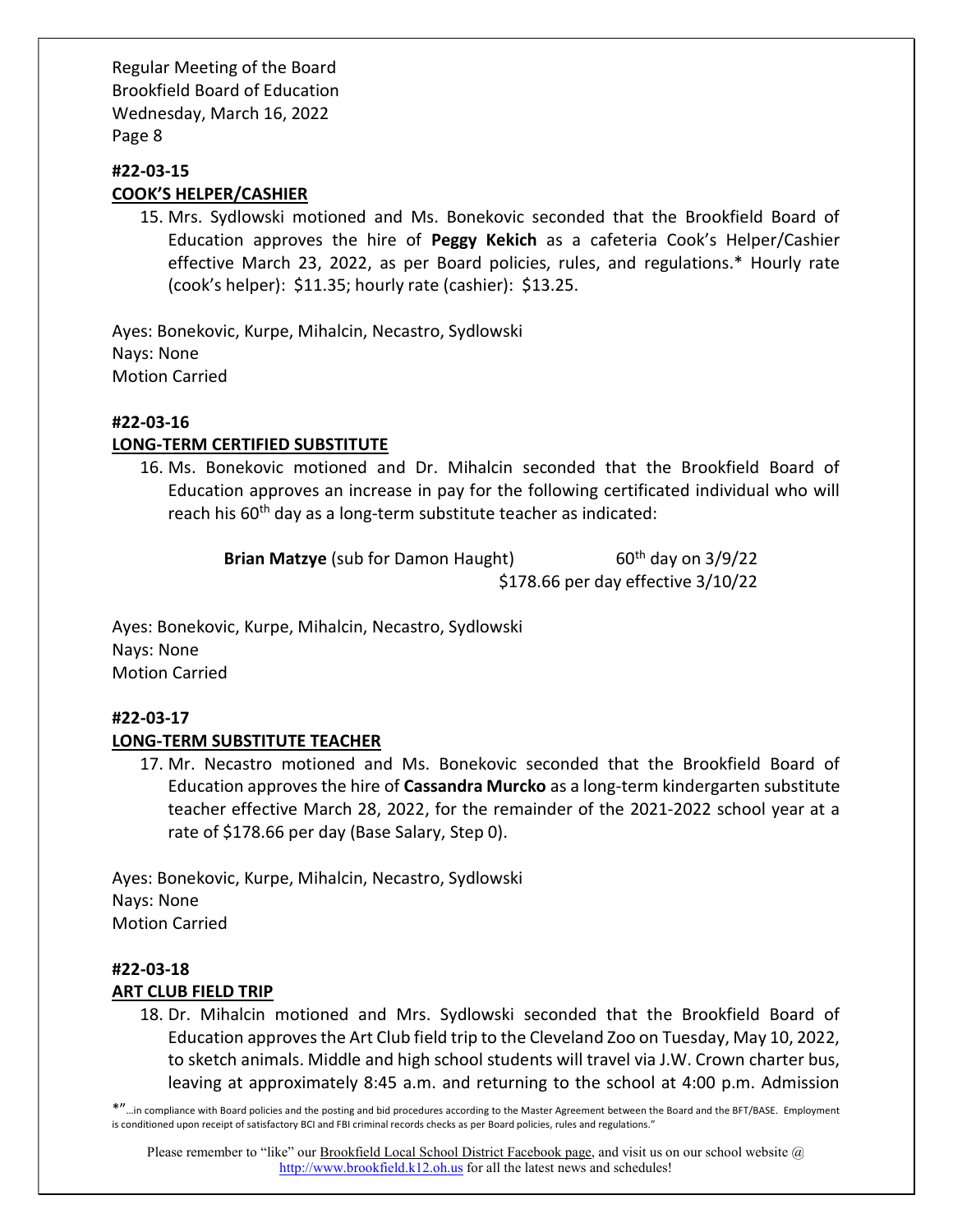**#22-03-15**

**COOK'S HELPER/CASHIER**

15. Mrs. Sydlowski motioned and Ms. Bonekovic seconded that the Brookfield Board of Education approves the hire of **Peggy Kekich** as a cafeteria Cook's Helper/Cashier effective March 23, 2022, as per Board policies, rules, and regulations.* Hourly rate (cook's helper): $11.35; hourly rate (cashier): $13.25.

Ayes: Bonekovic, Kurpe, Mihalcin, Necastro, Sydlowski
Nays: None
Motion Carried

**#22-03-16**

**LONG-TERM CERTIFIED SUBSTITUTE**

16. Ms. Bonekovic motioned and Dr. Mihalcin seconded that the Brookfield Board of Education approves an increase in pay for the following certificated individual who will reach his 60th day as a long-term substitute teacher as indicated:

    **Brian Matzye** (sub for Damon Haught) — 60th day on 3/9/22
    $178.66 per day effective 3/10/22

Ayes: Bonekovic, Kurpe, Mihalcin, Necastro, Sydlowski
Nays: None
Motion Carried

**#22-03-17**

**LONG-TERM SUBSTITUTE TEACHER**

17. Mr. Necastro motioned and Ms. Bonekovic seconded that the Brookfield Board of Education approves the hire of **Cassandra Murcko** as a long-term kindergarten substitute teacher effective March 28, 2022, for the remainder of the 2021-2022 school year at a rate of $178.66 per day (Base Salary, Step 0).

Ayes: Bonekovic, Kurpe, Mihalcin, Necastro, Sydlowski
Nays: None
Motion Carried

**#22-03-18**

**ART CLUB FIELD TRIP**

18. Dr. Mihalcin motioned and Mrs. Sydlowski seconded that the Brookfield Board of Education approves the Art Club field trip to the Cleveland Zoo on Tuesday, May 10, 2022, to sketch animals. Middle and high school students will travel via J.W. Crown charter bus, leaving at approximately 8:45 a.m. and returning to the school at 4:00 p.m. Admission

*"…in compliance with Board policies and the posting and bid procedures according to the Master Agreement between the Board and the BFT/BASE. Employment is conditioned upon receipt of satisfactory BCI and FBI criminal records checks as per Board policies, rules and regulations."

Please remember to "like" our Brookfield Local School District Facebook page, and visit us on our school website @ http://www.brookfield.k12.oh.us for all the latest news and schedules!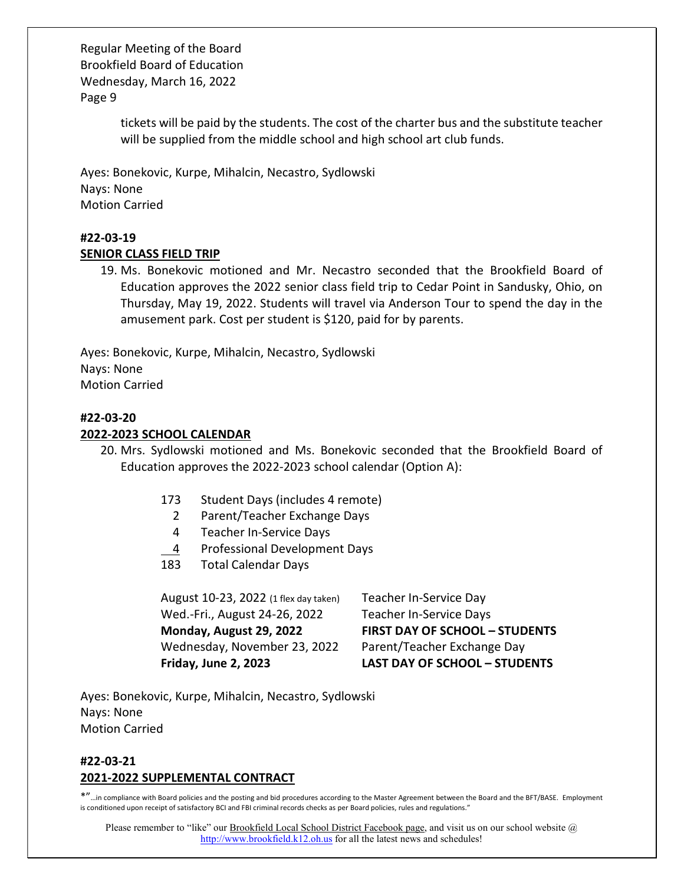tickets will be paid by the students. The cost of the charter bus and the substitute teacher will be supplied from the middle school and high school art club funds.

Ayes: Bonekovic, Kurpe, Mihalcin, Necastro, Sydlowski
Nays: None
Motion Carried

**#22-03-19**
**SENIOR CLASS FIELD TRIP**

19. Ms. Bonekovic motioned and Mr. Necastro seconded that the Brookfield Board of Education approves the 2022 senior class field trip to Cedar Point in Sandusky, Ohio, on Thursday, May 19, 2022. Students will travel via Anderson Tour to spend the day in the amusement park. Cost per student is $120, paid for by parents.

Ayes: Bonekovic, Kurpe, Mihalcin, Necastro, Sydlowski
Nays: None
Motion Carried

**#22-03-20**
**2022-2023 SCHOOL CALENDAR**

20. Mrs. Sydlowski motioned and Ms. Bonekovic seconded that the Brookfield Board of Education approves the 2022-2023 school calendar (Option A):

| | |
|---|---|
| 173 | Student Days (includes 4 remote) |
| 2 | Parent/Teacher Exchange Days |
| 4 | Teacher In-Service Days |
| 4 | Professional Development Days |
| 183 | Total Calendar Days |

| | |
|---|---|
| August 10-23, 2022 (1 flex day taken) | Teacher In-Service Day |
| Wed.-Fri., August 24-26, 2022 | Teacher In-Service Days |
| **Monday, August 29, 2022** | **FIRST DAY OF SCHOOL – STUDENTS** |
| Wednesday, November 23, 2022 | Parent/Teacher Exchange Day |
| **Friday, June 2, 2023** | **LAST DAY OF SCHOOL – STUDENTS** |

Ayes: Bonekovic, Kurpe, Mihalcin, Necastro, Sydlowski
Nays: None
Motion Carried

**#22-03-21**
**2021-2022 SUPPLEMENTAL CONTRACT**

*"…in compliance with Board policies and the posting and bid procedures according to the Master Agreement between the Board and the BFT/BASE. Employment is conditioned upon receipt of satisfactory BCI and FBI criminal records checks as per Board policies, rules and regulations."

Please remember to "like" our Brookfield Local School District Facebook page, and visit us on our school website @ http://www.brookfield.k12.oh.us for all the latest news and schedules!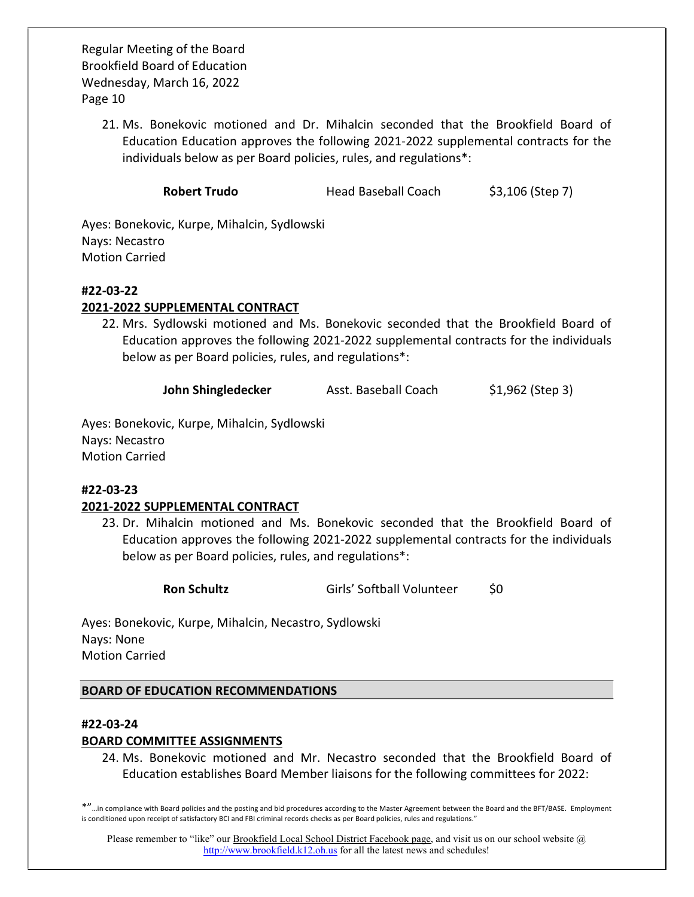21. Ms. Bonekovic motioned and Dr. Mihalcin seconded that the Brookfield Board of Education Education approves the following 2021-2022 supplemental contracts for the individuals below as per Board policies, rules, and regulations*:

| | | |
|---|---|---|
| **Robert Trudo** | Head Baseball Coach | $3,106 (Step 7) |

Ayes: Bonekovic, Kurpe, Mihalcin, Sydlowski
Nays: Necastro
Motion Carried

**#22-03-22**

**2021-2022 SUPPLEMENTAL CONTRACT**

22. Mrs. Sydlowski motioned and Ms. Bonekovic seconded that the Brookfield Board of Education approves the following 2021-2022 supplemental contracts for the individuals below as per Board policies, rules, and regulations*:

| | | |
|---|---|---|
| **John Shingledecker** | Asst. Baseball Coach | $1,962 (Step 3) |

Ayes: Bonekovic, Kurpe, Mihalcin, Sydlowski
Nays: Necastro
Motion Carried

**#22-03-23**

**2021-2022 SUPPLEMENTAL CONTRACT**

23. Dr. Mihalcin motioned and Ms. Bonekovic seconded that the Brookfield Board of Education approves the following 2021-2022 supplemental contracts for the individuals below as per Board policies, rules, and regulations*:

| | | |
|---|---|---|
| **Ron Schultz** | Girls' Softball Volunteer | $0 |

Ayes: Bonekovic, Kurpe, Mihalcin, Necastro, Sydlowski
Nays: None
Motion Carried

## BOARD OF EDUCATION RECOMMENDATIONS

**#22-03-24**

**BOARD COMMITTEE ASSIGNMENTS**

24. Ms. Bonekovic motioned and Mr. Necastro seconded that the Brookfield Board of Education establishes Board Member liaisons for the following committees for 2022:

*"…in compliance with Board policies and the posting and bid procedures according to the Master Agreement between the Board and the BFT/BASE. Employment is conditioned upon receipt of satisfactory BCI and FBI criminal records checks as per Board policies, rules and regulations."

Please remember to "like" our Brookfield Local School District Facebook page, and visit us on our school website @ http://www.brookfield.k12.oh.us for all the latest news and schedules!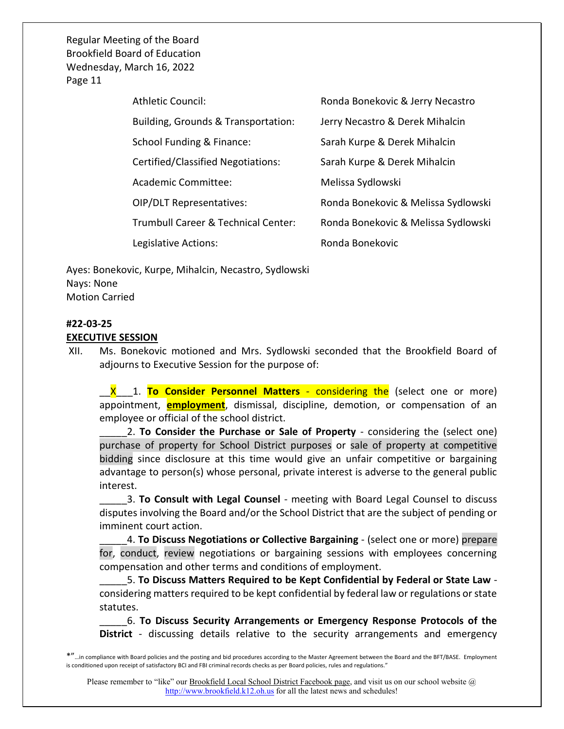Regular Meeting of the Board
Brookfield Board of Education
Wednesday, March 16, 2022

| | |
|---|---|
| Athletic Council: | Ronda Bonekovic & Jerry Necastro |
| Building, Grounds & Transportation: | Jerry Necastro & Derek Mihalcin |
| School Funding & Finance: | Sarah Kurpe & Derek Mihalcin |
| Certified/Classified Negotiations: | Sarah Kurpe & Derek Mihalcin |
| Academic Committee: | Melissa Sydlowski |
| OIP/DLT Representatives: | Ronda Bonekovic & Melissa Sydlowski |
| Trumbull Career & Technical Center: | Ronda Bonekovic & Melissa Sydlowski |
| Legislative Actions: | Ronda Bonekovic |

Ayes: Bonekovic, Kurpe, Mihalcin, Necastro, Sydlowski
Nays: None
Motion Carried

**#22-03-25**
**EXECUTIVE SESSION**

XII. Ms. Bonekovic motioned and Mrs. Sydlowski seconded that the Brookfield Board of adjourns to Executive Session for the purpose of:

__X___1. **To Consider Personnel Matters** - considering the (select one or more) appointment, **employment**, dismissal, discipline, demotion, or compensation of an employee or official of the school district.

_____2. **To Consider the Purchase or Sale of Property** - considering the (select one) purchase of property for School District purposes or sale of property at competitive bidding since disclosure at this time would give an unfair competitive or bargaining advantage to person(s) whose personal, private interest is adverse to the general public interest.

_____3. **To Consult with Legal Counsel** - meeting with Board Legal Counsel to discuss disputes involving the Board and/or the School District that are the subject of pending or imminent court action.

_____4. **To Discuss Negotiations or Collective Bargaining** - (select one or more) prepare for, conduct, review negotiations or bargaining sessions with employees concerning compensation and other terms and conditions of employment.

_____5. **To Discuss Matters Required to be Kept Confidential by Federal or State Law** - considering matters required to be kept confidential by federal law or regulations or state statutes.

_____6. **To Discuss Security Arrangements or Emergency Response Protocols of the District** - discussing details relative to the security arrangements and emergency

*"...in compliance with Board policies and the posting and bid procedures according to the Master Agreement between the Board and the BFT/BASE. Employment is conditioned upon receipt of satisfactory BCI and FBI criminal records checks as per Board policies, rules and regulations."

Please remember to "like" our Brookfield Local School District Facebook page, and visit us on our school website @ http://www.brookfield.k12.oh.us for all the latest news and schedules!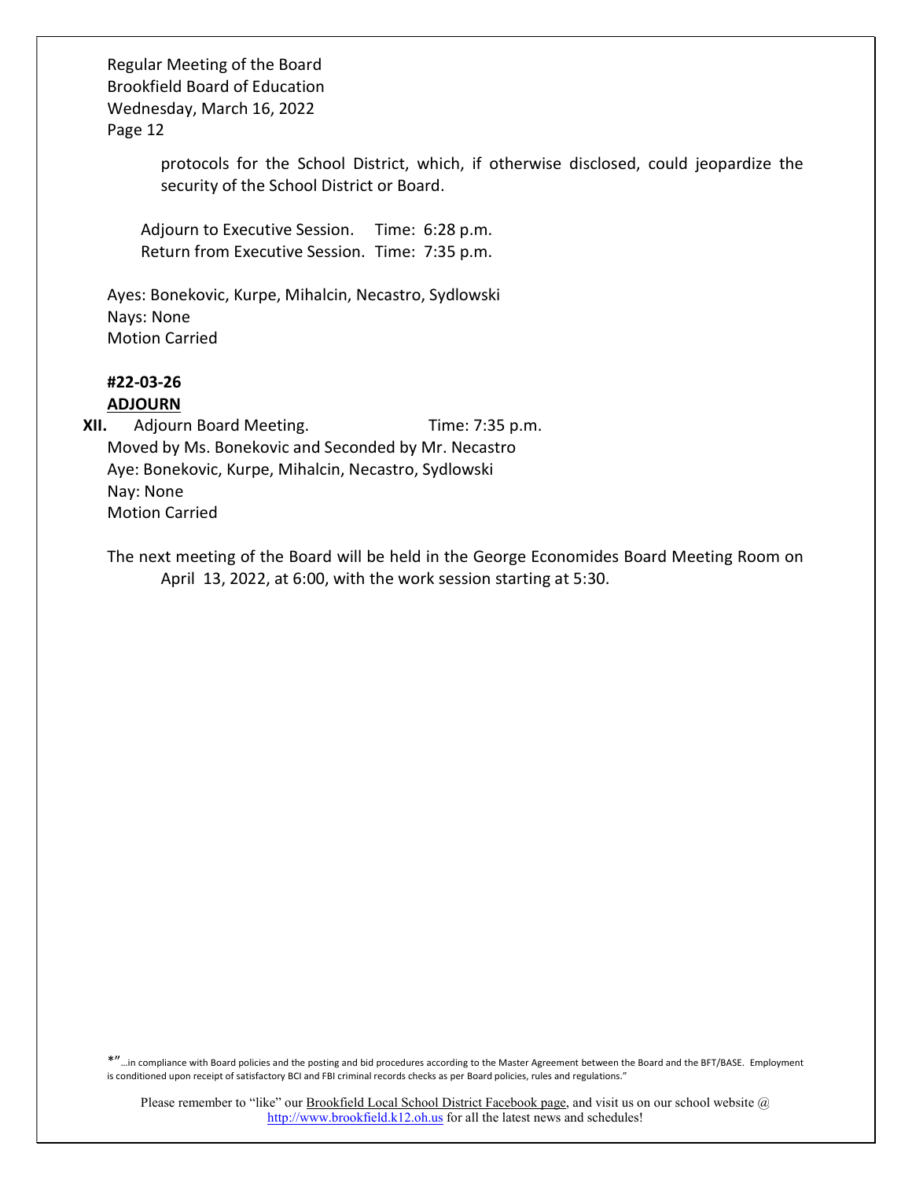protocols for the School District, which, if otherwise disclosed, could jeopardize the security of the School District or Board.

Adjourn to Executive Session. Time: 6:28 p.m.
Return from Executive Session. Time: 7:35 p.m.

Ayes: Bonekovic, Kurpe, Mihalcin, Necastro, Sydlowski
Nays: None
Motion Carried

**#22-03-26**
**ADJOURN**

**XII.** Adjourn Board Meeting. Time: 7:35 p.m.
Moved by Ms. Bonekovic and Seconded by Mr. Necastro
Aye: Bonekovic, Kurpe, Mihalcin, Necastro, Sydlowski
Nay: None
Motion Carried

The next meeting of the Board will be held in the George Economides Board Meeting Room on April 13, 2022, at 6:00, with the work session starting at 5:30.

*"…in compliance with Board policies and the posting and bid procedures according to the Master Agreement between the Board and the BFT/BASE. Employment is conditioned upon receipt of satisfactory BCI and FBI criminal records checks as per Board policies, rules and regulations."

Please remember to "like" our Brookfield Local School District Facebook page, and visit us on our school website @ http://www.brookfield.k12.oh.us for all the latest news and schedules!